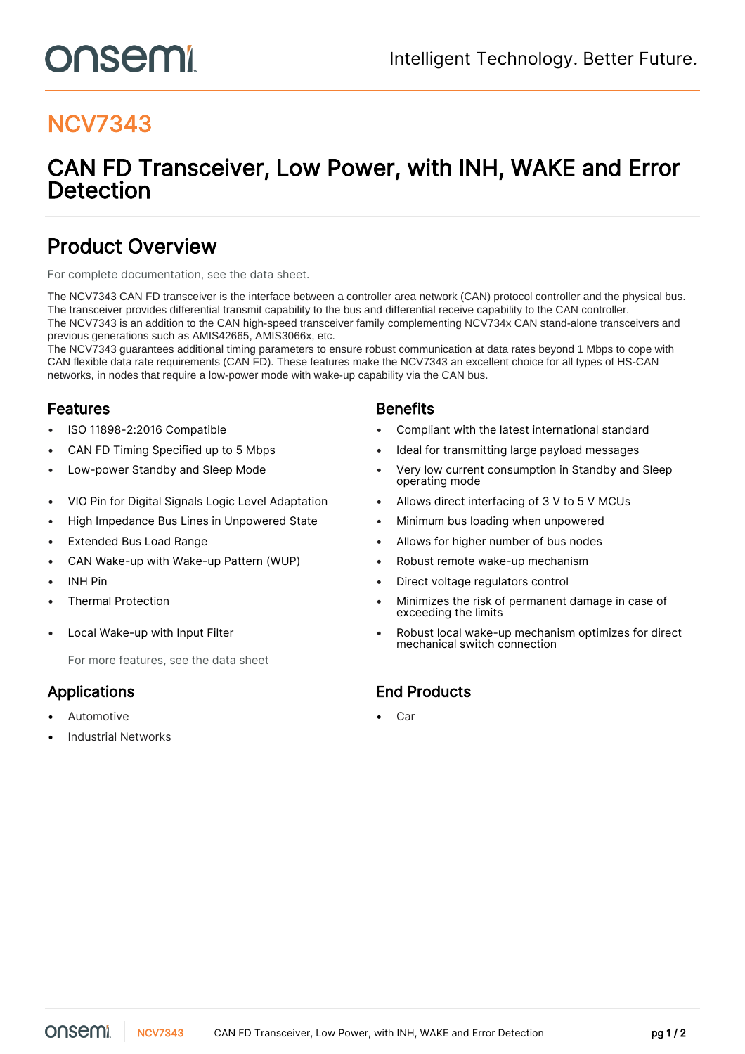# NCV7343

## CAN FD Transceiver, Low Power, with INH, WAKE and Error Detection

## Product Overview

For complete documentation, see the data sheet.

The NCV7343 CAN FD transceiver is the interface between a controller area network (CAN) protocol controller and the physical bus. The transceiver provides differential transmit capability to the bus and differential receive capability to the CAN controller.
The NCV7343 is an addition to the CAN high-speed transceiver family complementing NCV734x CAN stand-alone transceivers and previous generations such as AMIS42665, AMIS3066x, etc.
The NCV7343 guarantees additional timing parameters to ensure robust communication at data rates beyond 1 Mbps to cope with CAN flexible data rate requirements (CAN FD). These features make the NCV7343 an excellent choice for all types of HS-CAN networks, in nodes that require a low-power mode with wake-up capability via the CAN bus.

### Features

- ISO 11898-2:2016 Compatible
- CAN FD Timing Specified up to 5 Mbps
- Low-power Standby and Sleep Mode
- VIO Pin for Digital Signals Logic Level Adaptation
- High Impedance Bus Lines in Unpowered State
- Extended Bus Load Range
- CAN Wake-up with Wake-up Pattern (WUP)
- INH Pin
- Thermal Protection
- Local Wake-up with Input Filter

For more features, see the data sheet

### Benefits

- Compliant with the latest international standard
- Ideal for transmitting large payload messages
- Very low current consumption in Standby and Sleep operating mode
- Allows direct interfacing of 3 V to 5 V MCUs
- Minimum bus loading when unpowered
- Allows for higher number of bus nodes
- Robust remote wake-up mechanism
- Direct voltage regulators control
- Minimizes the risk of permanent damage in case of exceeding the limits
- Robust local wake-up mechanism optimizes for direct mechanical switch connection

### Applications

- Automotive
- Industrial Networks

### End Products

- Car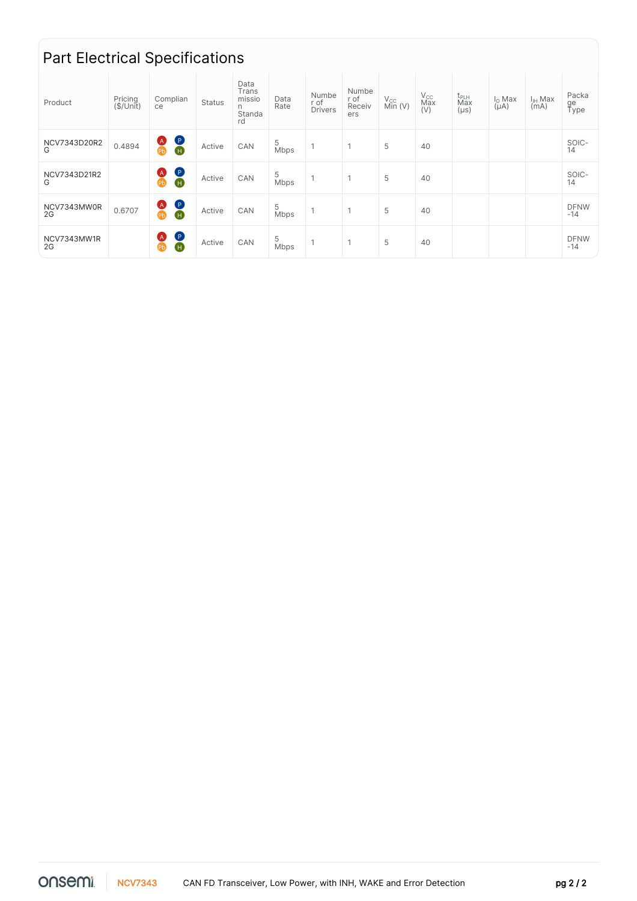## Part Electrical Specifications

| Product | Pricing ($/Unit) | Compliance | Status | Data Transmission Standard | Data Rate | Number of Drivers | Number of Receivers | $V_{CC}$ Min (V) | $V_{CC}$ Max (V) | $t_{PLH}$ Max (µs) | $I_O$ Max (µA) | $I_{IH}$ Max (mA) | Package Type |
|---|---|---|---|---|---|---|---|---|---|---|---|---|---|
| NCV7343D20R2G | 0.4894 | A P Pb H | Active | CAN | 5 Mbps | 1 | 1 | 5 | 40 | | | | SOIC-14 |
| NCV7343D21R2G | | A P Pb H | Active | CAN | 5 Mbps | 1 | 1 | 5 | 40 | | | | SOIC-14 |
| NCV7343MW0R2G | 0.6707 | A P Pb H | Active | CAN | 5 Mbps | 1 | 1 | 5 | 40 | | | | DFNW-14 |
| NCV7343MW1R2G | | A P Pb H | Active | CAN | 5 Mbps | 1 | 1 | 5 | 40 | | | | DFNW-14 |